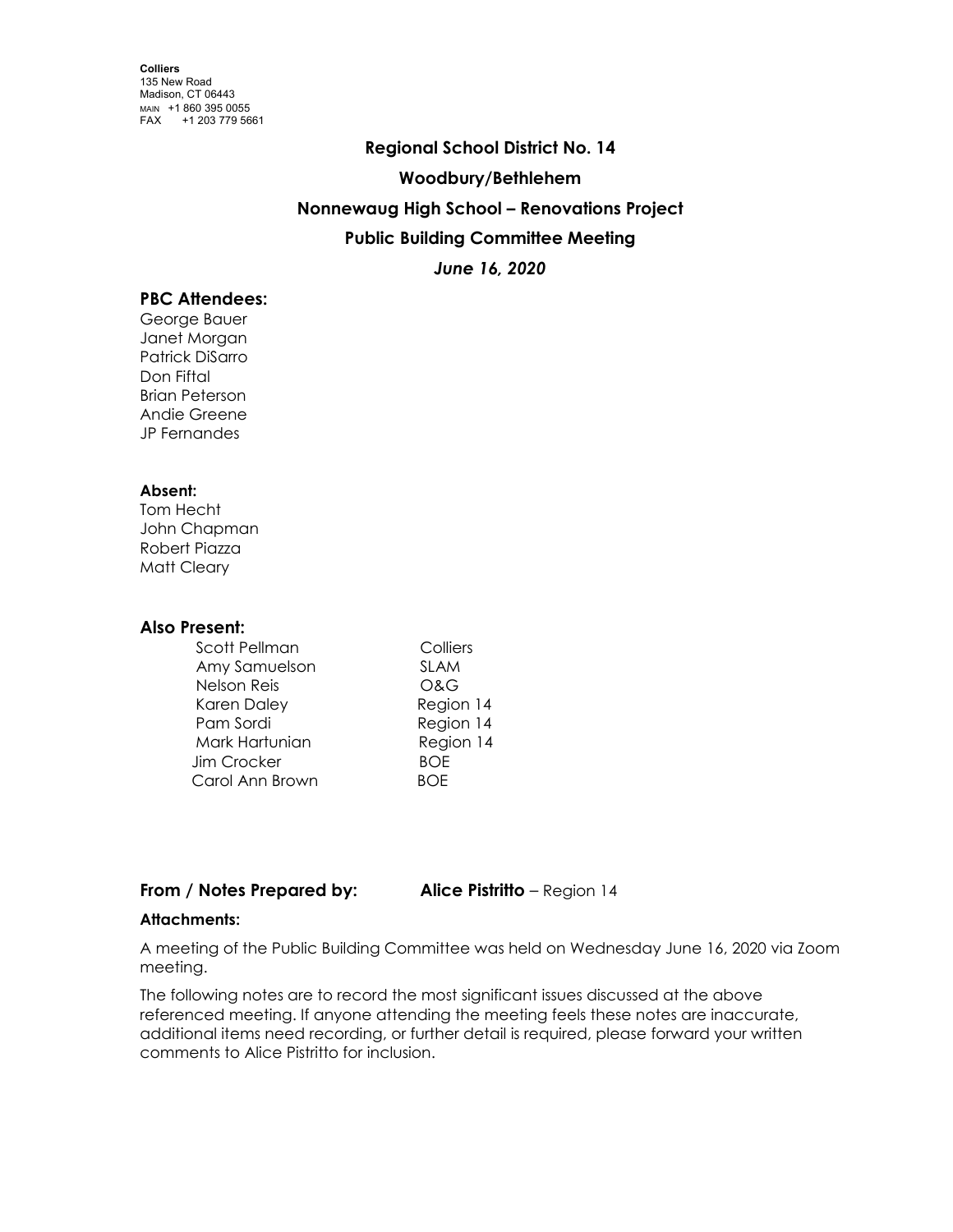**Colliers**
135 New Road
Madison, CT 06443
MAIN +1 860 395 0055
FAX +1 203 779 5661

# Regional School District No. 14

## Woodbury/Bethlehem

## Nonnewaug High School – Renovations Project

## Public Building Committee Meeting

### *June 16, 2020*

### PBC Attendees:

George Bauer
Janet Morgan
Patrick DiSarro
Don Fiftal
Brian Peterson
Andie Greene
JP Fernandes

**Absent:**

Tom Hecht
John Chapman
Robert Piazza
Matt Cleary

### Also Present:

| | |
|---|---|
| Scott Pellman | Colliers |
| Amy Samuelson | SLAM |
| Nelson Reis | O&G |
| Karen Daley | Region 14 |
| Pam Sordi | Region 14 |
| Mark Hartunian | Region 14 |
| Jim Crocker | BOE |
| Carol Ann Brown | BOE |

**From / Notes Prepared by:** **Alice Pistritto** – Region 14

**Attachments:**

A meeting of the Public Building Committee was held on Wednesday June 16, 2020 via Zoom meeting.

The following notes are to record the most significant issues discussed at the above referenced meeting. If anyone attending the meeting feels these notes are inaccurate, additional items need recording, or further detail is required, please forward your written comments to Alice Pistritto for inclusion.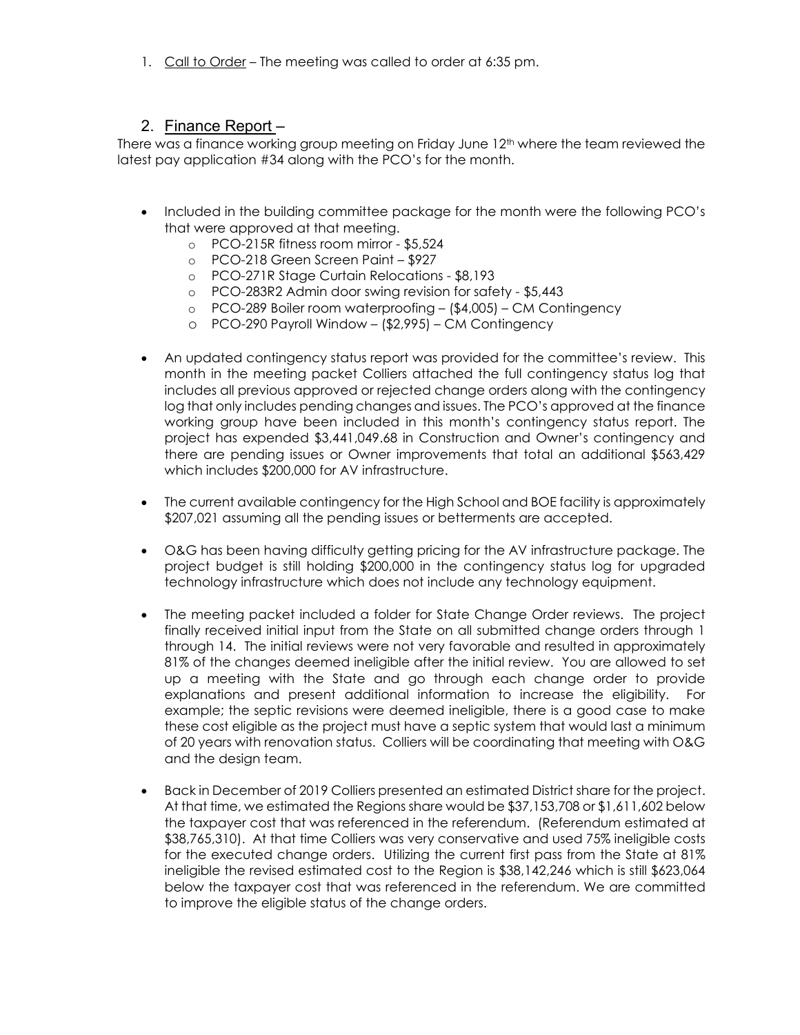1. Call to Order – The meeting was called to order at 6:35 pm.

## 2. Finance Report –

There was a finance working group meeting on Friday June 12th where the team reviewed the latest pay application #34 along with the PCO's for the month.

- Included in the building committee package for the month were the following PCO's that were approved at that meeting.
  - PCO-215R fitness room mirror - $5,524
  - PCO-218 Green Screen Paint – $927
  - PCO-271R Stage Curtain Relocations - $8,193
  - PCO-283R2 Admin door swing revision for safety - $5,443
  - PCO-289 Boiler room waterproofing – ($4,005) – CM Contingency
  - PCO-290 Payroll Window – ($2,995) – CM Contingency
- An updated contingency status report was provided for the committee's review. This month in the meeting packet Colliers attached the full contingency status log that includes all previous approved or rejected change orders along with the contingency log that only includes pending changes and issues. The PCO's approved at the finance working group have been included in this month's contingency status report. The project has expended $3,441,049.68 in Construction and Owner's contingency and there are pending issues or Owner improvements that total an additional $563,429 which includes $200,000 for AV infrastructure.
- The current available contingency for the High School and BOE facility is approximately $207,021 assuming all the pending issues or betterments are accepted.
- O&G has been having difficulty getting pricing for the AV infrastructure package. The project budget is still holding $200,000 in the contingency status log for upgraded technology infrastructure which does not include any technology equipment.
- The meeting packet included a folder for State Change Order reviews. The project finally received initial input from the State on all submitted change orders through 1 through 14. The initial reviews were not very favorable and resulted in approximately 81% of the changes deemed ineligible after the initial review. You are allowed to set up a meeting with the State and go through each change order to provide explanations and present additional information to increase the eligibility. For example; the septic revisions were deemed ineligible, there is a good case to make these cost eligible as the project must have a septic system that would last a minimum of 20 years with renovation status. Colliers will be coordinating that meeting with O&G and the design team.
- Back in December of 2019 Colliers presented an estimated District share for the project. At that time, we estimated the Regions share would be $37,153,708 or $1,611,602 below the taxpayer cost that was referenced in the referendum. (Referendum estimated at $38,765,310). At that time Colliers was very conservative and used 75% ineligible costs for the executed change orders. Utilizing the current first pass from the State at 81% ineligible the revised estimated cost to the Region is $38,142,246 which is still $623,064 below the taxpayer cost that was referenced in the referendum. We are committed to improve the eligible status of the change orders.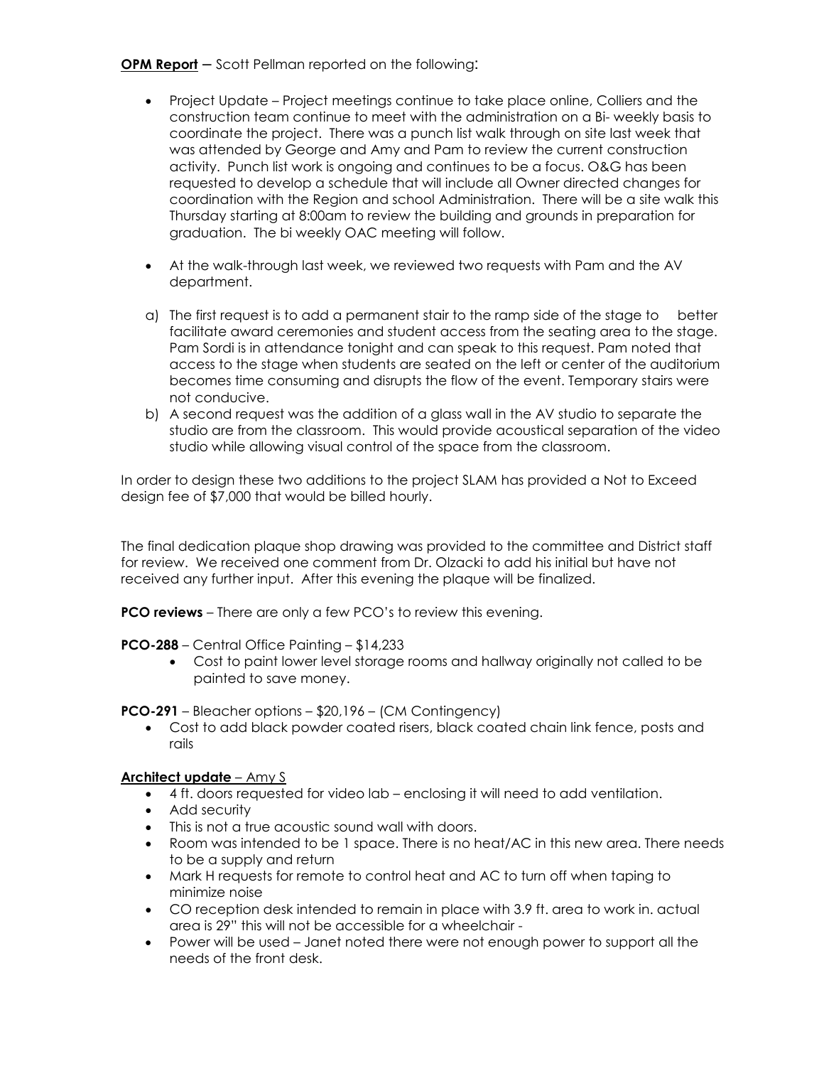**OPM Report** – Scott Pellman reported on the following:

- Project Update – Project meetings continue to take place online, Colliers and the construction team continue to meet with the administration on a Bi- weekly basis to coordinate the project. There was a punch list walk through on site last week that was attended by George and Amy and Pam to review the current construction activity. Punch list work is ongoing and continues to be a focus. O&G has been requested to develop a schedule that will include all Owner directed changes for coordination with the Region and school Administration. There will be a site walk this Thursday starting at 8:00am to review the building and grounds in preparation for graduation. The bi weekly OAC meeting will follow.

- At the walk-through last week, we reviewed two requests with Pam and the AV department.

a) The first request is to add a permanent stair to the ramp side of the stage to better facilitate award ceremonies and student access from the seating area to the stage. Pam Sordi is in attendance tonight and can speak to this request. Pam noted that access to the stage when students are seated on the left or center of the auditorium becomes time consuming and disrupts the flow of the event. Temporary stairs were not conducive.

b) A second request was the addition of a glass wall in the AV studio to separate the studio are from the classroom. This would provide acoustical separation of the video studio while allowing visual control of the space from the classroom.

In order to design these two additions to the project SLAM has provided a Not to Exceed design fee of $7,000 that would be billed hourly.

The final dedication plaque shop drawing was provided to the committee and District staff for review. We received one comment from Dr. Olzacki to add his initial but have not received any further input. After this evening the plaque will be finalized.

**PCO reviews** – There are only a few PCO's to review this evening.

**PCO-288** – Central Office Painting – $14,233

- Cost to paint lower level storage rooms and hallway originally not called to be painted to save money.

**PCO-291** – Bleacher options – $20,196 – (CM Contingency)

- Cost to add black powder coated risers, black coated chain link fence, posts and rails

**Architect update** – Amy S

- 4 ft. doors requested for video lab – enclosing it will need to add ventilation.
- Add security
- This is not a true acoustic sound wall with doors.
- Room was intended to be 1 space. There is no heat/AC in this new area. There needs to be a supply and return
- Mark H requests for remote to control heat and AC to turn off when taping to minimize noise
- CO reception desk intended to remain in place with 3.9 ft. area to work in. actual area is 29" this will not be accessible for a wheelchair -
- Power will be used – Janet noted there were not enough power to support all the needs of the front desk.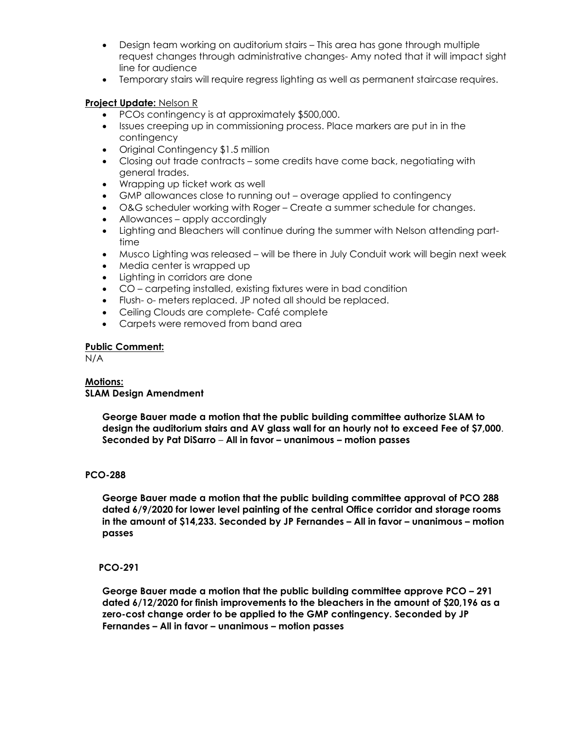- Design team working on auditorium stairs – This area has gone through multiple request changes through administrative changes- Amy noted that it will impact sight line for audience
- Temporary stairs will require regress lighting as well as permanent staircase requires.

**Project Update:** Nelson R

- PCOs contingency is at approximately $500,000.
- Issues creeping up in commissioning process. Place markers are put in in the contingency
- Original Contingency $1.5 million
- Closing out trade contracts – some credits have come back, negotiating with general trades.
- Wrapping up ticket work as well
- GMP allowances close to running out – overage applied to contingency
- O&G scheduler working with Roger – Create a summer schedule for changes.
- Allowances – apply accordingly
- Lighting and Bleachers will continue during the summer with Nelson attending part-time
- Musco Lighting was released – will be there in July Conduit work will begin next week
- Media center is wrapped up
- Lighting in corridors are done
- CO – carpeting installed, existing fixtures were in bad condition
- Flush- o- meters replaced. JP noted all should be replaced.
- Ceiling Clouds are complete- Café complete
- Carpets were removed from band area

**Public Comment:**

N/A

**Motions:**

**SLAM Design Amendment**

**George Bauer made a motion that the public building committee authorize SLAM to design the auditorium stairs and AV glass wall for an hourly not to exceed Fee of $7,000. Seconded by Pat DiSarro – All in favor – unanimous – motion passes**

**PCO-288**

**George Bauer made a motion that the public building committee approval of PCO 288 dated 6/9/2020 for lower level painting of the central Office corridor and storage rooms in the amount of $14,233. Seconded by JP Fernandes – All in favor – unanimous – motion passes**

**PCO-291**

**George Bauer made a motion that the public building committee approve PCO – 291 dated 6/12/2020 for finish improvements to the bleachers in the amount of $20,196 as a zero-cost change order to be applied to the GMP contingency. Seconded by JP Fernandes – All in favor – unanimous – motion passes**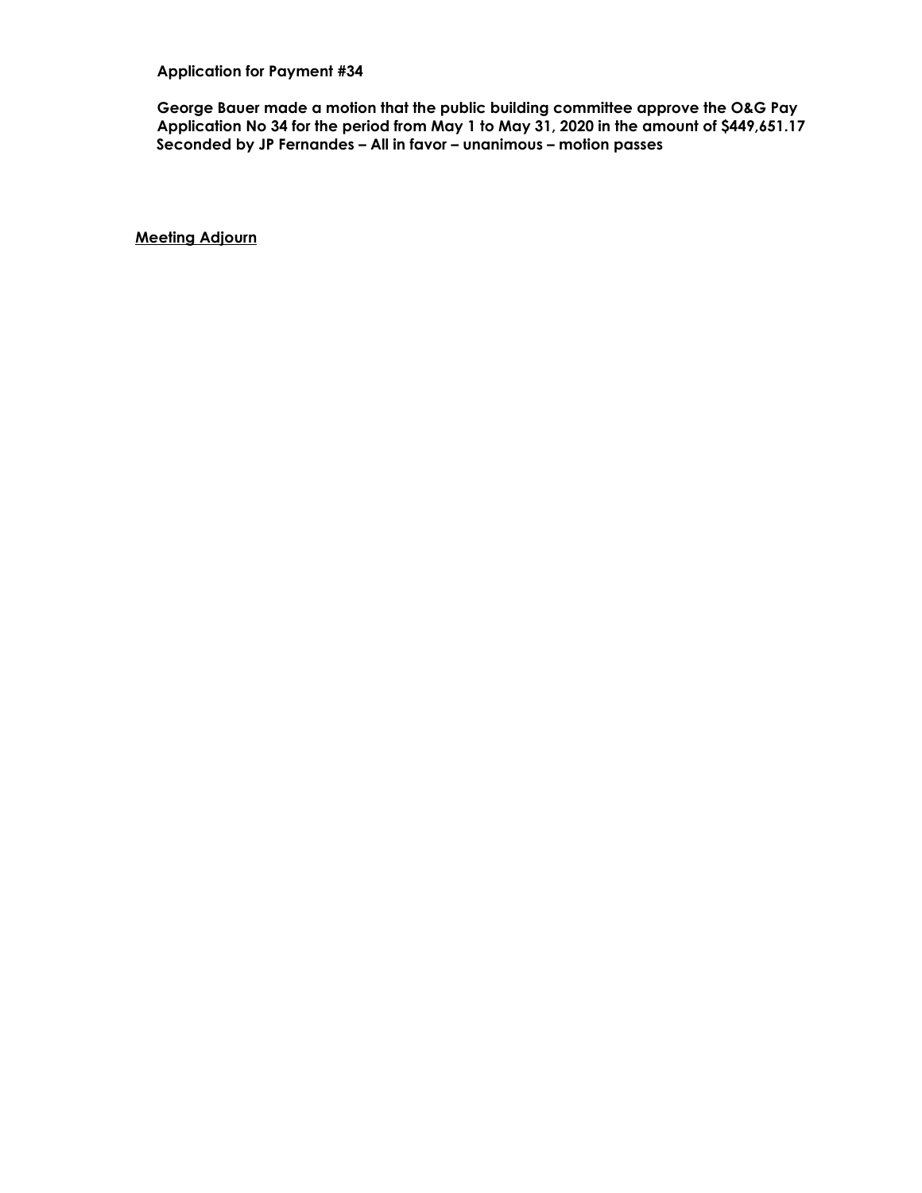**Application for Payment #34**

**George Bauer made a motion that the public building committee approve the O&G Pay Application No 34 for the period from May 1 to May 31, 2020 in the amount of $449,651.17 Seconded by JP Fernandes – All in favor – unanimous – motion passes**

**Meeting Adjourn**